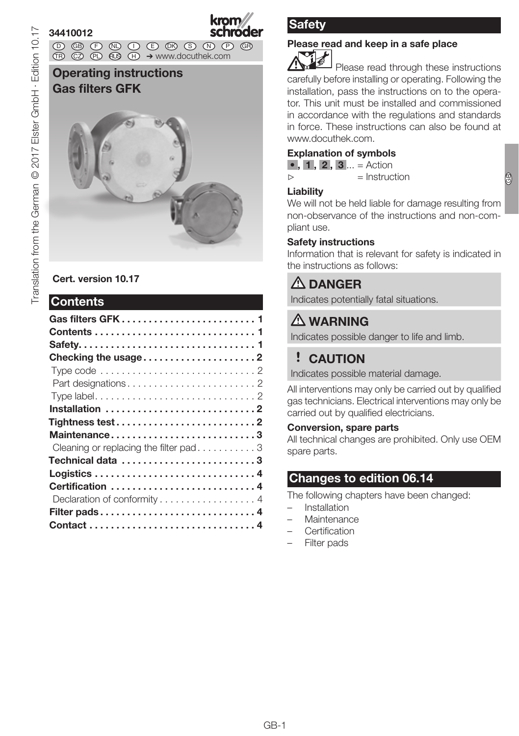34410012

D GB F NL I E DK S N P GR TR CZ PL RUS H → www.docuthek.com

# Operating instructions Gas filters GFK

**Cert. version 10.17**

## Contents

- **Gas filters GFK** . . . . . . . . . . 1
- **Contents** . . . . . . . . . . 1
- **Safety** . . . . . . . . . . 1
- **Checking the usage** . . . . . . . . . . 2
  - Type code . . . . . . . . . . 2
  - Part designations . . . . . . . . . . 2
  - Type label . . . . . . . . . . 2
- **Installation** . . . . . . . . . . 2
- **Tightness test** . . . . . . . . . . 2
- **Maintenance** . . . . . . . . . . 3
  - Cleaning or replacing the filter pad . . . . . . . . . . 3
- **Technical data** . . . . . . . . . . 3
- **Logistics** . . . . . . . . . . 4
- **Certification** . . . . . . . . . . 4
  - Declaration of conformity . . . . . . . . . . 4
- **Filter pads** . . . . . . . . . . 4
- **Contact** . . . . . . . . . . 4

## Safety

### Please read and keep in a safe place

Please read through these instructions carefully before installing or operating. Following the installation, pass the instructions on to the operator. This unit must be installed and commissioned in accordance with the regulations and standards in force. These instructions can also be found at www.docuthek.com.

### Explanation of symbols

•, 1, 2, 3... = Action

▷ = Instruction

### Liability

We will not be held liable for damage resulting from non-observance of the instructions and non-compliant use.

### Safety instructions

Information that is relevant for safety is indicated in the instructions as follows:

**⚠ DANGER**

Indicates potentially fatal situations.

**⚠ WARNING**

Indicates possible danger to life and limb.

**! CAUTION**

Indicates possible material damage.

All interventions may only be carried out by qualified gas technicians. Electrical interventions may only be carried out by qualified electricians.

### Conversion, spare parts

All technical changes are prohibited. Only use OEM spare parts.

## Changes to edition 06.14

The following chapters have been changed:

- Installation
- Maintenance
- Certification
- Filter pads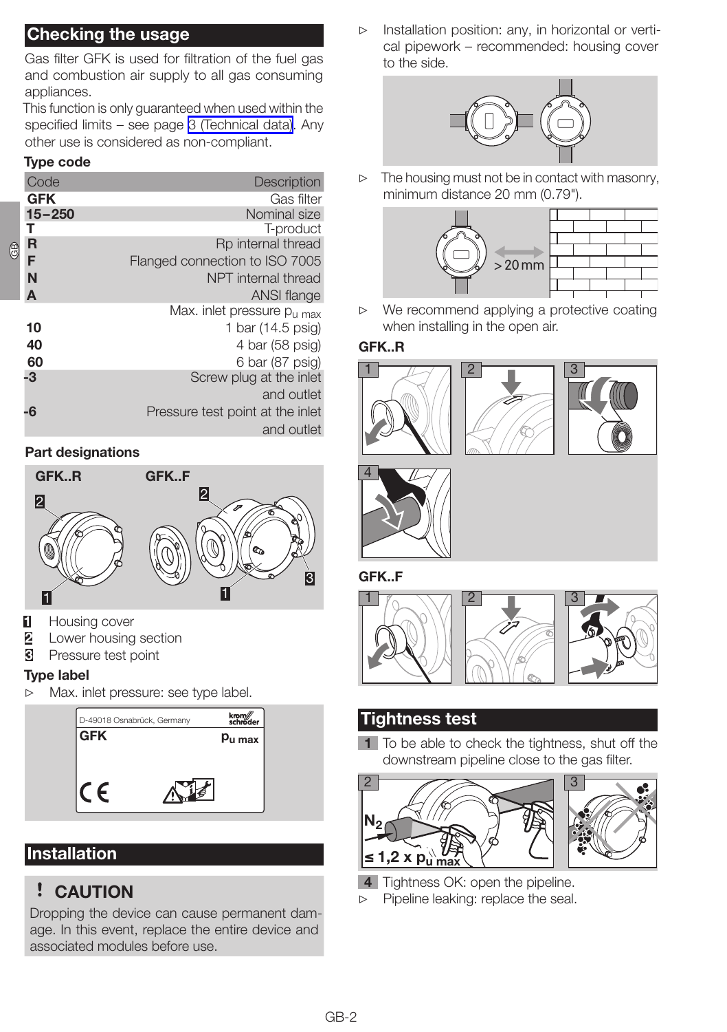## Checking the usage

Gas filter GFK is used for filtration of the fuel gas and combustion air supply to all gas consuming appliances.

This function is only guaranteed when used within the specified limits – see page 3 (Technical data). Any other use is considered as non-compliant.

### Type code

| Code | Description |
|---|---|
| **GFK** | Gas filter |
| **15–250** | Nominal size |
| **T** | T-product |
| **R** | Rp internal thread |
| **F** | Flanged connection to ISO 7005 |
| **N** | NPT internal thread |
| **A** | ANSI flange |
| | Max. inlet pressure $p_{u\ max}$ |
| **10** | 1 bar (14.5 psig) |
| **40** | 4 bar (58 psig) |
| **60** | 6 bar (87 psig) |
| **-3** | Screw plug at the inlet and outlet |
| **-6** | Pressure test point at the inlet and outlet |

### Part designations

GFK..R GFK..F

1 Housing cover
2 Lower housing section
3 Pressure test point

### Type label

▷ Max. inlet pressure: see type label.

D-49018 Osnabrück, Germany

GFK $p_{u\ max}$

## Installation

**! CAUTION**

Dropping the device can cause permanent damage. In this event, replace the entire device and associated modules before use.

▷ Installation position: any, in horizontal or vertical pipework – recommended: housing cover to the side.

▷ The housing must not be in contact with masonry, minimum distance 20 mm (0.79").

> 20 mm

▷ We recommend applying a protective coating when installing in the open air.

### GFK..R

### GFK..F

## Tightness test

1 To be able to check the tightness, shut off the downstream pipeline close to the gas filter.

$N_2$

$\leq 1{,}2 \times p_{u\ max}$

4 Tightness OK: open the pipeline.

▷ Pipeline leaking: replace the seal.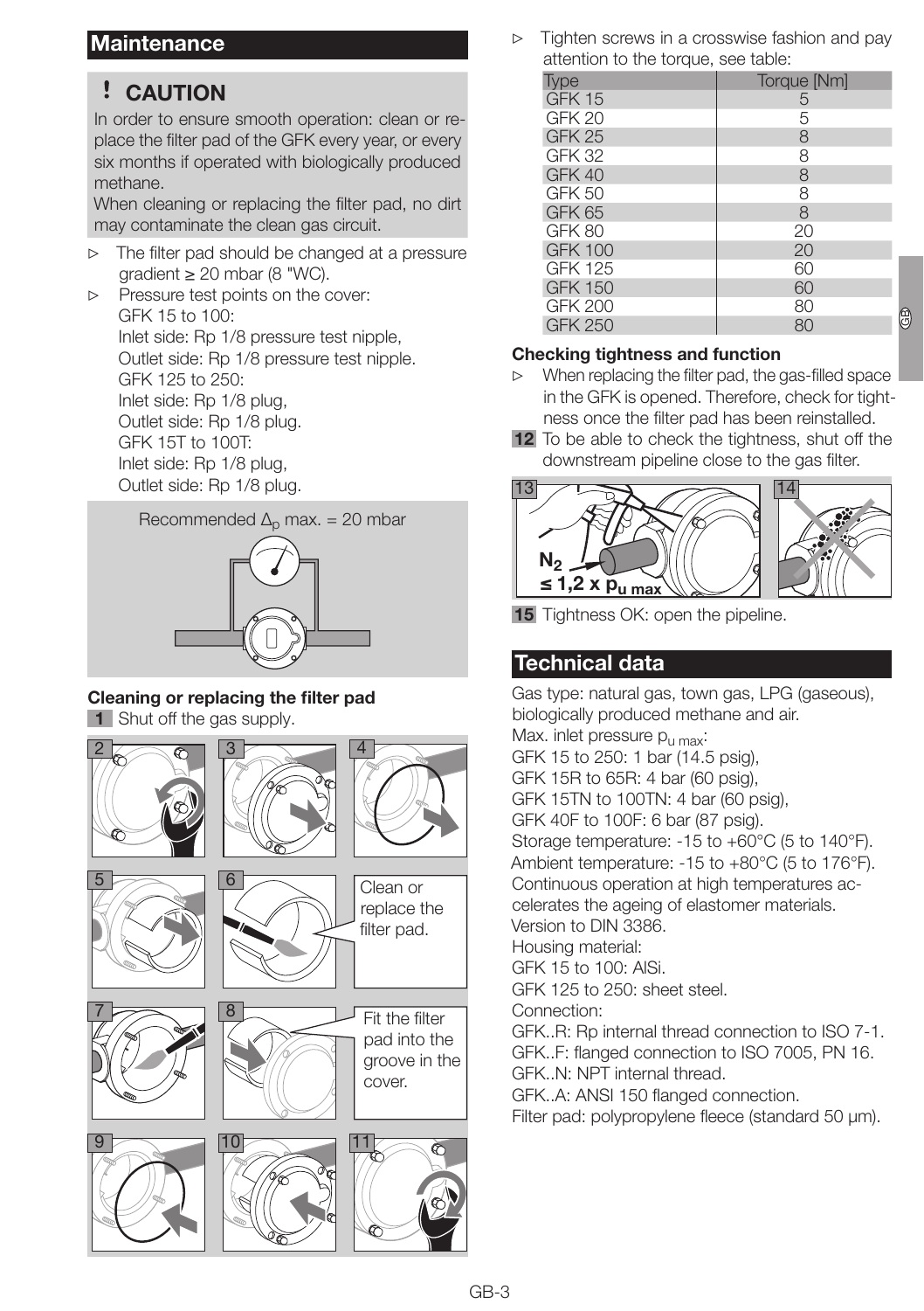## Maintenance

**! CAUTION**

In order to ensure smooth operation: clean or replace the filter pad of the GFK every year, or every six months if operated with biologically produced methane.

When cleaning or replacing the filter pad, no dirt may contaminate the clean gas circuit.

- ▷ The filter pad should be changed at a pressure gradient ≥ 20 mbar (8 "WC).
- ▷ Pressure test points on the cover:
  GFK 15 to 100:
  Inlet side: Rp 1/8 pressure test nipple,
  Outlet side: Rp 1/8 pressure test nipple.
  GFK 125 to 250:
  Inlet side: Rp 1/8 plug,
  Outlet side: Rp 1/8 plug.
  GFK 15T to 100T:
  Inlet side: Rp 1/8 plug,
  Outlet side: Rp 1/8 plug.

Recommended $\Delta_p$ max. = 20 mbar

### Cleaning or replacing the filter pad

**1** Shut off the gas supply.

2 3 4 5 6 Clean or replace the filter pad.

7 8 Fit the filter pad into the groove in the cover.

9 10 11

- ▷ Tighten screws in a crosswise fashion and pay attention to the torque, see table:

| Type | Torque [Nm] |
|---|---|
| GFK 15 | 5 |
| GFK 20 | 5 |
| GFK 25 | 8 |
| GFK 32 | 8 |
| GFK 40 | 8 |
| GFK 50 | 8 |
| GFK 65 | 8 |
| GFK 80 | 20 |
| GFK 100 | 20 |
| GFK 125 | 60 |
| GFK 150 | 60 |
| GFK 200 | 80 |
| GFK 250 | 80 |

### Checking tightness and function

- ▷ When replacing the filter pad, the gas-filled space in the GFK is opened. Therefore, check for tightness once the filter pad has been reinstalled.

**12** To be able to check the tightness, shut off the downstream pipeline close to the gas filter.

13 $N_2$ $\leq 1{,}2 \times p_{u\,max}$ 14

**15** Tightness OK: open the pipeline.

## Technical data

Gas type: natural gas, town gas, LPG (gaseous), biologically produced methane and air.

Max. inlet pressure $p_{u\,max}$:
GFK 15 to 250: 1 bar (14.5 psig),
GFK 15R to 65R: 4 bar (60 psig),
GFK 15TN to 100TN: 4 bar (60 psig),
GFK 40F to 100F: 6 bar (87 psig).

Storage temperature: -15 to +60°C (5 to 140°F).
Ambient temperature: -15 to +80°C (5 to 176°F).
Continuous operation at high temperatures accelerates the ageing of elastomer materials.

Version to DIN 3386.

Housing material:
GFK 15 to 100: AlSi.
GFK 125 to 250: sheet steel.

Connection:
GFK..R: Rp internal thread connection to ISO 7-1.
GFK..F: flanged connection to ISO 7005, PN 16.
GFK..N: NPT internal thread.
GFK..A: ANSI 150 flanged connection.

Filter pad: polypropylene fleece (standard 50 μm).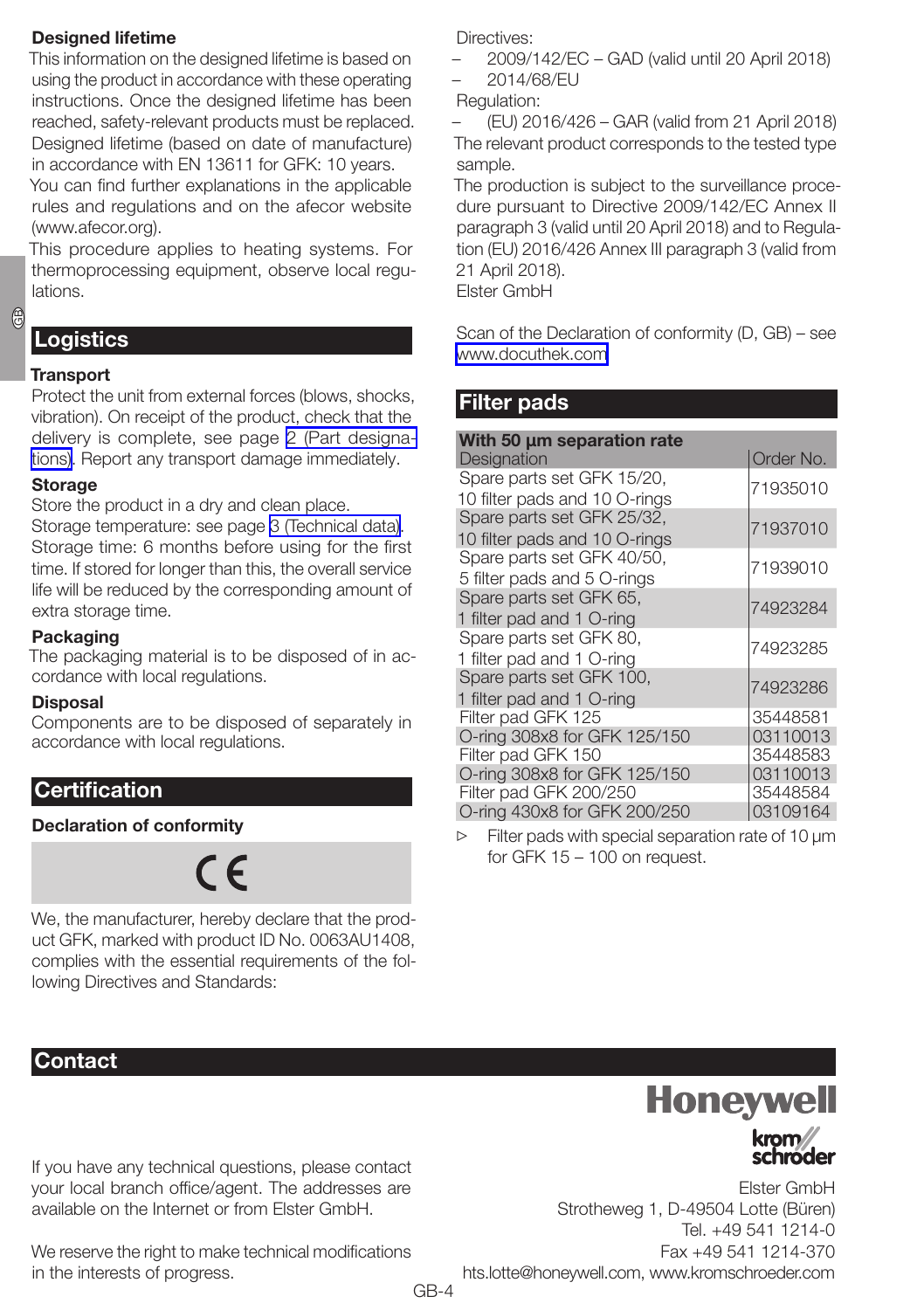### Designed lifetime

This information on the designed lifetime is based on using the product in accordance with these operating instructions. Once the designed lifetime has been reached, safety-relevant products must be replaced. Designed lifetime (based on date of manufacture) in accordance with EN 13611 for GFK: 10 years.

You can find further explanations in the applicable rules and regulations and on the afecor website (www.afecor.org).

This procedure applies to heating systems. For thermoprocessing equipment, observe local regulations.

## Logistics

### Transport

Protect the unit from external forces (blows, shocks, vibration). On receipt of the product, check that the delivery is complete, see page 2 (Part designations). Report any transport damage immediately.

### Storage

Store the product in a dry and clean place.

Storage temperature: see page 3 (Technical data).

Storage time: 6 months before using for the first time. If stored for longer than this, the overall service life will be reduced by the corresponding amount of extra storage time.

### Packaging

The packaging material is to be disposed of in accordance with local regulations.

### Disposal

Components are to be disposed of separately in accordance with local regulations.

## Certification

### Declaration of conformity

CE

We, the manufacturer, hereby declare that the product GFK, marked with product ID No. 0063AU1408, complies with the essential requirements of the following Directives and Standards:

Directives:

- 2009/142/EC – GAD (valid until 20 April 2018)
- 2014/68/EU

Regulation:

- (EU) 2016/426 – GAR (valid from 21 April 2018)

The relevant product corresponds to the tested type sample.

The production is subject to the surveillance procedure pursuant to Directive 2009/142/EC Annex II paragraph 3 (valid until 20 April 2018) and to Regulation (EU) 2016/426 Annex III paragraph 3 (valid from 21 April 2018).

Elster GmbH

Scan of the Declaration of conformity (D, GB) – see www.docuthek.com

## Filter pads

| With 50 µm separation rate | |
|---|---|
| Designation | Order No. |
| Spare parts set GFK 15/20, 10 filter pads and 10 O-rings | 71935010 |
| Spare parts set GFK 25/32, 10 filter pads and 10 O-rings | 71937010 |
| Spare parts set GFK 40/50, 5 filter pads and 5 O-rings | 71939010 |
| Spare parts set GFK 65, 1 filter pad and 1 O-ring | 74923284 |
| Spare parts set GFK 80, 1 filter pad and 1 O-ring | 74923285 |
| Spare parts set GFK 100, 1 filter pad and 1 O-ring | 74923286 |
| Filter pad GFK 125 | 35448581 |
| O-ring 308x8 for GFK 125/150 | 03110013 |
| Filter pad GFK 150 | 35448583 |
| O-ring 308x8 for GFK 125/150 | 03110013 |
| Filter pad GFK 200/250 | 35448584 |
| O-ring 430x8 for GFK 200/250 | 03109164 |

▷ Filter pads with special separation rate of 10 µm for GFK 15 – 100 on request.

## Contact

If you have any technical questions, please contact your local branch office/agent. The addresses are available on the Internet or from Elster GmbH.

We reserve the right to make technical modifications in the interests of progress.

Honeywell
krom schroder

Elster GmbH
Strotheweg 1, D-49504 Lotte (Büren)
Tel. +49 541 1214-0
Fax +49 541 1214-370
hts.lotte@honeywell.com, www.kromschroeder.com